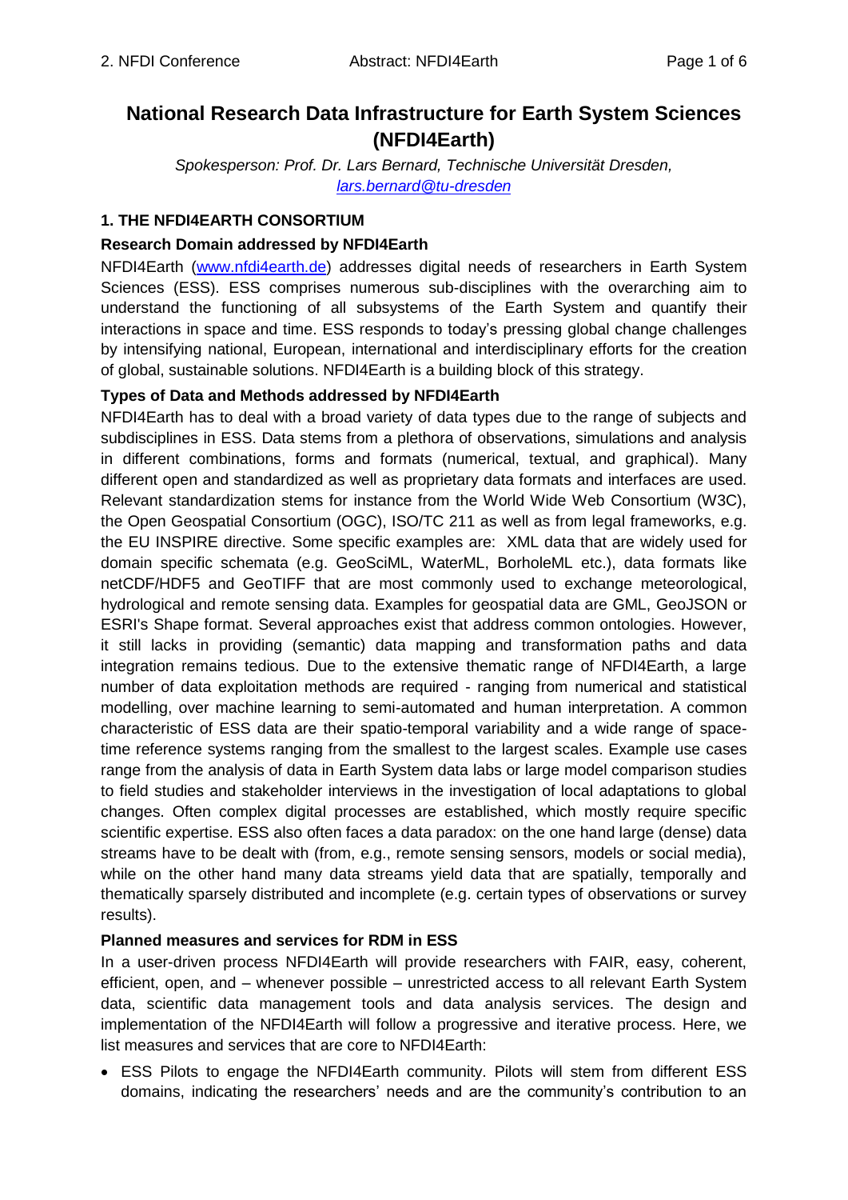# National Research Data Infrastructure for Earth System Sciences (NFDI4Earth)

*Spokesperson: Prof. Dr. Lars Bernard, Technische Universität Dresden,* *lars.bernard@tu-dresden*

## 1. THE NFDI4EARTH CONSORTIUM

### Research Domain addressed by NFDI4Earth

NFDI4Earth (www.nfdi4earth.de) addresses digital needs of researchers in Earth System Sciences (ESS). ESS comprises numerous sub-disciplines with the overarching aim to understand the functioning of all subsystems of the Earth System and quantify their interactions in space and time. ESS responds to today's pressing global change challenges by intensifying national, European, international and interdisciplinary efforts for the creation of global, sustainable solutions. NFDI4Earth is a building block of this strategy.

### Types of Data and Methods addressed by NFDI4Earth

NFDI4Earth has to deal with a broad variety of data types due to the range of subjects and subdisciplines in ESS. Data stems from a plethora of observations, simulations and analysis in different combinations, forms and formats (numerical, textual, and graphical). Many different open and standardized as well as proprietary data formats and interfaces are used. Relevant standardization stems for instance from the World Wide Web Consortium (W3C), the Open Geospatial Consortium (OGC), ISO/TC 211 as well as from legal frameworks, e.g. the EU INSPIRE directive. Some specific examples are: XML data that are widely used for domain specific schemata (e.g. GeoSciML, WaterML, BorholeML etc.), data formats like netCDF/HDF5 and GeoTIFF that are most commonly used to exchange meteorological, hydrological and remote sensing data. Examples for geospatial data are GML, GeoJSON or ESRI's Shape format. Several approaches exist that address common ontologies. However, it still lacks in providing (semantic) data mapping and transformation paths and data integration remains tedious. Due to the extensive thematic range of NFDI4Earth, a large number of data exploitation methods are required - ranging from numerical and statistical modelling, over machine learning to semi-automated and human interpretation. A common characteristic of ESS data are their spatio-temporal variability and a wide range of space-time reference systems ranging from the smallest to the largest scales. Example use cases range from the analysis of data in Earth System data labs or large model comparison studies to field studies and stakeholder interviews in the investigation of local adaptations to global changes. Often complex digital processes are established, which mostly require specific scientific expertise. ESS also often faces a data paradox: on the one hand large (dense) data streams have to be dealt with (from, e.g., remote sensing sensors, models or social media), while on the other hand many data streams yield data that are spatially, temporally and thematically sparsely distributed and incomplete (e.g. certain types of observations or survey results).

### Planned measures and services for RDM in ESS

In a user-driven process NFDI4Earth will provide researchers with FAIR, easy, coherent, efficient, open, and – whenever possible – unrestricted access to all relevant Earth System data, scientific data management tools and data analysis services. The design and implementation of the NFDI4Earth will follow a progressive and iterative process. Here, we list measures and services that are core to NFDI4Earth:

- ESS Pilots to engage the NFDI4Earth community. Pilots will stem from different ESS domains, indicating the researchers' needs and are the community's contribution to an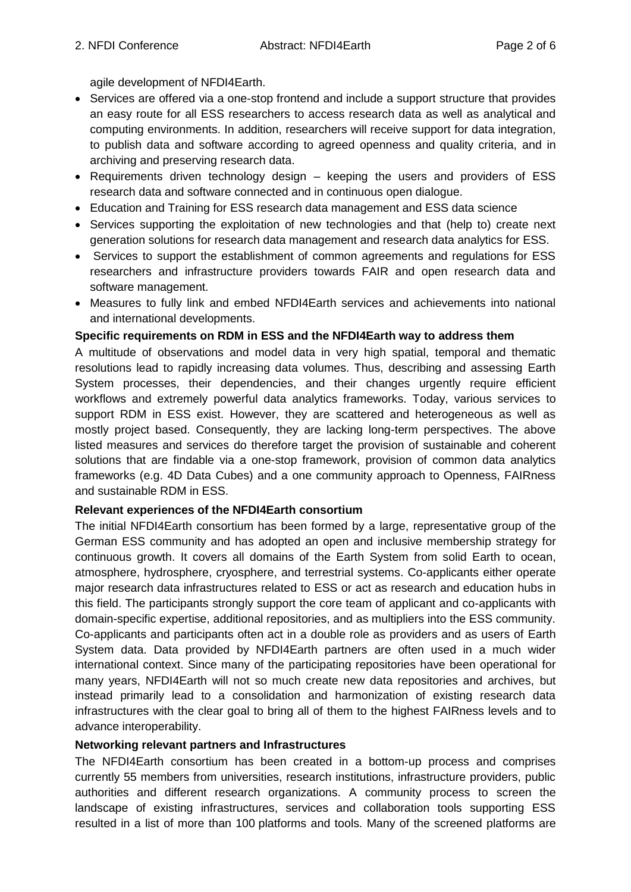agile development of NFDI4Earth.

- Services are offered via a one-stop frontend and include a support structure that provides an easy route for all ESS researchers to access research data as well as analytical and computing environments. In addition, researchers will receive support for data integration, to publish data and software according to agreed openness and quality criteria, and in archiving and preserving research data.
- Requirements driven technology design – keeping the users and providers of ESS research data and software connected and in continuous open dialogue.
- Education and Training for ESS research data management and ESS data science
- Services supporting the exploitation of new technologies and that (help to) create next generation solutions for research data management and research data analytics for ESS.
- Services to support the establishment of common agreements and regulations for ESS researchers and infrastructure providers towards FAIR and open research data and software management.
- Measures to fully link and embed NFDI4Earth services and achievements into national and international developments.

**Specific requirements on RDM in ESS and the NFDI4Earth way to address them**

A multitude of observations and model data in very high spatial, temporal and thematic resolutions lead to rapidly increasing data volumes. Thus, describing and assessing Earth System processes, their dependencies, and their changes urgently require efficient workflows and extremely powerful data analytics frameworks. Today, various services to support RDM in ESS exist. However, they are scattered and heterogeneous as well as mostly project based. Consequently, they are lacking long-term perspectives. The above listed measures and services do therefore target the provision of sustainable and coherent solutions that are findable via a one-stop framework, provision of common data analytics frameworks (e.g. 4D Data Cubes) and a one community approach to Openness, FAIRness and sustainable RDM in ESS.

**Relevant experiences of the NFDI4Earth consortium**

The initial NFDI4Earth consortium has been formed by a large, representative group of the German ESS community and has adopted an open and inclusive membership strategy for continuous growth. It covers all domains of the Earth System from solid Earth to ocean, atmosphere, hydrosphere, cryosphere, and terrestrial systems. Co-applicants either operate major research data infrastructures related to ESS or act as research and education hubs in this field. The participants strongly support the core team of applicant and co-applicants with domain-specific expertise, additional repositories, and as multipliers into the ESS community. Co-applicants and participants often act in a double role as providers and as users of Earth System data. Data provided by NFDI4Earth partners are often used in a much wider international context. Since many of the participating repositories have been operational for many years, NFDI4Earth will not so much create new data repositories and archives, but instead primarily lead to a consolidation and harmonization of existing research data infrastructures with the clear goal to bring all of them to the highest FAIRness levels and to advance interoperability.

**Networking relevant partners and Infrastructures**

The NFDI4Earth consortium has been created in a bottom-up process and comprises currently 55 members from universities, research institutions, infrastructure providers, public authorities and different research organizations. A community process to screen the landscape of existing infrastructures, services and collaboration tools supporting ESS resulted in a list of more than 100 platforms and tools. Many of the screened platforms are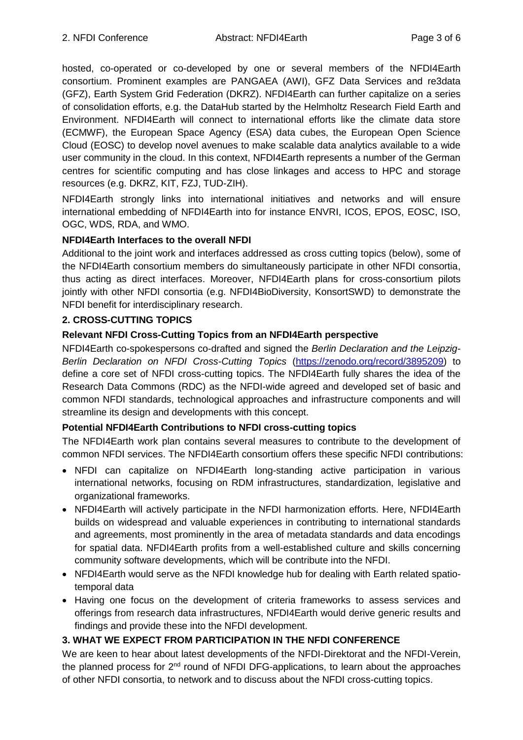hosted, co-operated or co-developed by one or several members of the NFDI4Earth consortium. Prominent examples are PANGAEA (AWI), GFZ Data Services and re3data (GFZ), Earth System Grid Federation (DKRZ). NFDI4Earth can further capitalize on a series of consolidation efforts, e.g. the DataHub started by the Helmholtz Research Field Earth and Environment. NFDI4Earth will connect to international efforts like the climate data store (ECMWF), the European Space Agency (ESA) data cubes, the European Open Science Cloud (EOSC) to develop novel avenues to make scalable data analytics available to a wide user community in the cloud. In this context, NFDI4Earth represents a number of the German centres for scientific computing and has close linkages and access to HPC and storage resources (e.g. DKRZ, KIT, FZJ, TUD-ZIH).

NFDI4Earth strongly links into international initiatives and networks and will ensure international embedding of NFDI4Earth into for instance ENVRI, ICOS, EPOS, EOSC, ISO, OGC, WDS, RDA, and WMO.

### NFDI4Earth Interfaces to the overall NFDI

Additional to the joint work and interfaces addressed as cross cutting topics (below), some of the NFDI4Earth consortium members do simultaneously participate in other NFDI consortia, thus acting as direct interfaces. Moreover, NFDI4Earth plans for cross-consortium pilots jointly with other NFDI consortia (e.g. NFDI4BioDiversity, KonsortSWD) to demonstrate the NFDI benefit for interdisciplinary research.

## 2. CROSS-CUTTING TOPICS

### Relevant NFDI Cross-Cutting Topics from an NFDI4Earth perspective

NFDI4Earth co-spokespersons co-drafted and signed the *Berlin Declaration and the Leipzig-Berlin Declaration on NFDI Cross-Cutting Topics* (https://zenodo.org/record/3895209) to define a core set of NFDI cross-cutting topics. The NFDI4Earth fully shares the idea of the Research Data Commons (RDC) as the NFDI-wide agreed and developed set of basic and common NFDI standards, technological approaches and infrastructure components and will streamline its design and developments with this concept.

### Potential NFDI4Earth Contributions to NFDI cross-cutting topics

The NFDI4Earth work plan contains several measures to contribute to the development of common NFDI services. The NFDI4Earth consortium offers these specific NFDI contributions:

- NFDI can capitalize on NFDI4Earth long-standing active participation in various international networks, focusing on RDM infrastructures, standardization, legislative and organizational frameworks.
- NFDI4Earth will actively participate in the NFDI harmonization efforts. Here, NFDI4Earth builds on widespread and valuable experiences in contributing to international standards and agreements, most prominently in the area of metadata standards and data encodings for spatial data. NFDI4Earth profits from a well-established culture and skills concerning community software developments, which will be contribute into the NFDI.
- NFDI4Earth would serve as the NFDI knowledge hub for dealing with Earth related spatio-temporal data
- Having one focus on the development of criteria frameworks to assess services and offerings from research data infrastructures, NFDI4Earth would derive generic results and findings and provide these into the NFDI development.

## 3. WHAT WE EXPECT FROM PARTICIPATION IN THE NFDI CONFERENCE

We are keen to hear about latest developments of the NFDI-Direktorat and the NFDI-Verein, the planned process for 2nd round of NFDI DFG-applications, to learn about the approaches of other NFDI consortia, to network and to discuss about the NFDI cross-cutting topics.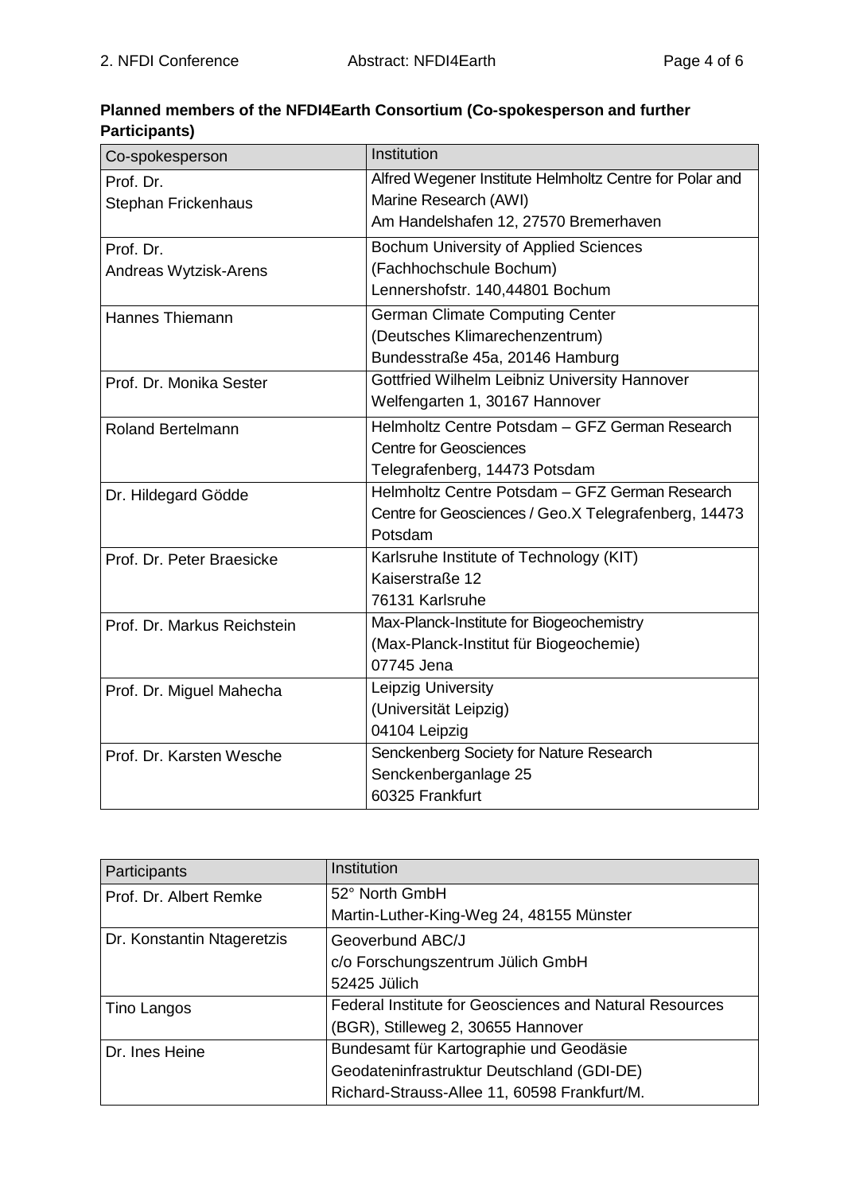**Planned members of the NFDI4Earth Consortium (Co-spokesperson and further Participants)**

| Co-spokesperson | Institution |
|---|---|
| Prof. Dr. Stephan Frickenhaus | Alfred Wegener Institute Helmholtz Centre for Polar and Marine Research (AWI) Am Handelshafen 12, 27570 Bremerhaven |
| Prof. Dr. Andreas Wytzisk-Arens | Bochum University of Applied Sciences (Fachhochschule Bochum) Lennershofstr. 140,44801 Bochum |
| Hannes Thiemann | German Climate Computing Center (Deutsches Klimarechenzentrum) Bundesstraße 45a, 20146 Hamburg |
| Prof. Dr. Monika Sester | Gottfried Wilhelm Leibniz University Hannover Welfengarten 1, 30167 Hannover |
| Roland Bertelmann | Helmholtz Centre Potsdam – GFZ German Research Centre for Geosciences Telegrafenberg, 14473 Potsdam |
| Dr. Hildegard Gödde | Helmholtz Centre Potsdam – GFZ German Research Centre for Geosciences / Geo.X Telegrafenberg, 14473 Potsdam |
| Prof. Dr. Peter Braesicke | Karlsruhe Institute of Technology (KIT) Kaiserstraße 12 76131 Karlsruhe |
| Prof. Dr. Markus Reichstein | Max-Planck-Institute for Biogeochemistry (Max-Planck-Institut für Biogeochemie) 07745 Jena |
| Prof. Dr. Miguel Mahecha | Leipzig University (Universität Leipzig) 04104 Leipzig |
| Prof. Dr. Karsten Wesche | Senckenberg Society for Nature Research Senckenberganlage 25 60325 Frankfurt |

| Participants | Institution |
|---|---|
| Prof. Dr. Albert Remke | 52° North GmbH Martin-Luther-King-Weg 24, 48155 Münster |
| Dr. Konstantin Ntageretzis | Geoverbund ABC/J c/o Forschungszentrum Jülich GmbH 52425 Jülich |
| Tino Langos | Federal Institute for Geosciences and Natural Resources (BGR), Stilleweg 2, 30655 Hannover |
| Dr. Ines Heine | Bundesamt für Kartographie und Geodäsie Geodateninfrastruktur Deutschland (GDI-DE) Richard-Strauss-Allee 11, 60598 Frankfurt/M. |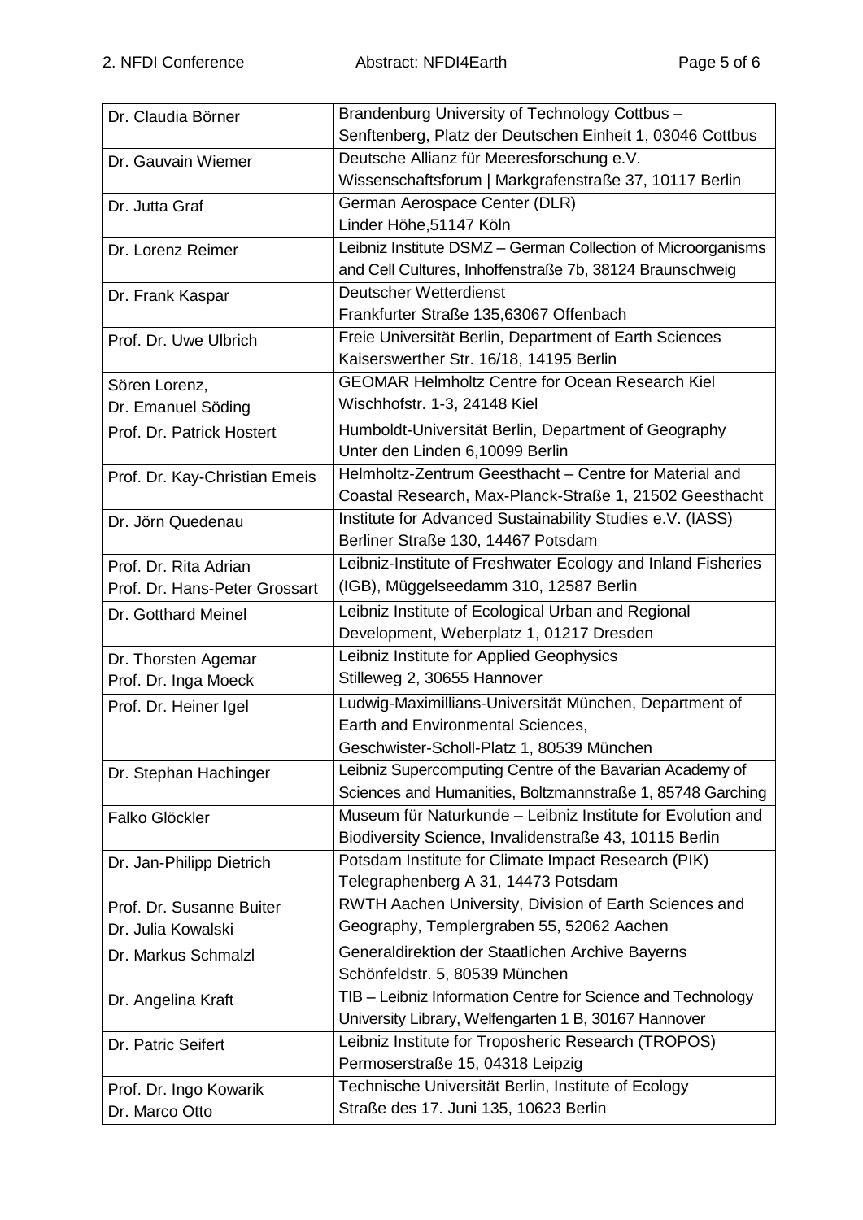| | |
|---|---|
| Dr. Claudia Börner | Brandenburg University of Technology Cottbus – Senftenberg, Platz der Deutschen Einheit 1, 03046 Cottbus |
| Dr. Gauvain Wiemer | Deutsche Allianz für Meeresforschung e.V. Wissenschaftsforum \| Markgrafenstraße 37, 10117 Berlin |
| Dr. Jutta Graf | German Aerospace Center (DLR) Linder Höhe,51147 Köln |
| Dr. Lorenz Reimer | Leibniz Institute DSMZ – German Collection of Microorganisms and Cell Cultures, Inhoffenstraße 7b, 38124 Braunschweig |
| Dr. Frank Kaspar | Deutscher Wetterdienst Frankfurter Straße 135,63067 Offenbach |
| Prof. Dr. Uwe Ulbrich | Freie Universität Berlin, Department of Earth Sciences Kaiserswerther Str. 16/18, 14195 Berlin |
| Sören Lorenz, Dr. Emanuel Söding | GEOMAR Helmholtz Centre for Ocean Research Kiel Wischhofstr. 1-3, 24148 Kiel |
| Prof. Dr. Patrick Hostert | Humboldt-Universität Berlin, Department of Geography Unter den Linden 6,10099 Berlin |
| Prof. Dr. Kay-Christian Emeis | Helmholtz-Zentrum Geesthacht – Centre for Material and Coastal Research, Max-Planck-Straße 1, 21502 Geesthacht |
| Dr. Jörn Quedenau | Institute for Advanced Sustainability Studies e.V. (IASS) Berliner Straße 130, 14467 Potsdam |
| Prof. Dr. Rita Adrian Prof. Dr. Hans-Peter Grossart | Leibniz-Institute of Freshwater Ecology and Inland Fisheries (IGB), Müggelseedamm 310, 12587 Berlin |
| Dr. Gotthard Meinel | Leibniz Institute of Ecological Urban and Regional Development, Weberplatz 1, 01217 Dresden |
| Dr. Thorsten Agemar Prof. Dr. Inga Moeck | Leibniz Institute for Applied Geophysics Stilleweg 2, 30655 Hannover |
| Prof. Dr. Heiner Igel | Ludwig-Maximillians-Universität München, Department of Earth and Environmental Sciences, Geschwister-Scholl-Platz 1, 80539 München |
| Dr. Stephan Hachinger | Leibniz Supercomputing Centre of the Bavarian Academy of Sciences and Humanities, Boltzmannstraße 1, 85748 Garching |
| Falko Glöckler | Museum für Naturkunde – Leibniz Institute for Evolution and Biodiversity Science, Invalidenstraße 43, 10115 Berlin |
| Dr. Jan-Philipp Dietrich | Potsdam Institute for Climate Impact Research (PIK) Telegraphenberg A 31, 14473 Potsdam |
| Prof. Dr. Susanne Buiter Dr. Julia Kowalski | RWTH Aachen University, Division of Earth Sciences and Geography, Templergraben 55, 52062 Aachen |
| Dr. Markus Schmalzl | Generaldirektion der Staatlichen Archive Bayerns Schönfeldstr. 5, 80539 München |
| Dr. Angelina Kraft | TIB – Leibniz Information Centre for Science and Technology University Library, Welfengarten 1 B, 30167 Hannover |
| Dr. Patric Seifert | Leibniz Institute for Troposheric Research (TROPOS) Permoserstraße 15, 04318 Leipzig |
| Prof. Dr. Ingo Kowarik Dr. Marco Otto | Technische Universität Berlin, Institute of Ecology Straße des 17. Juni 135, 10623 Berlin |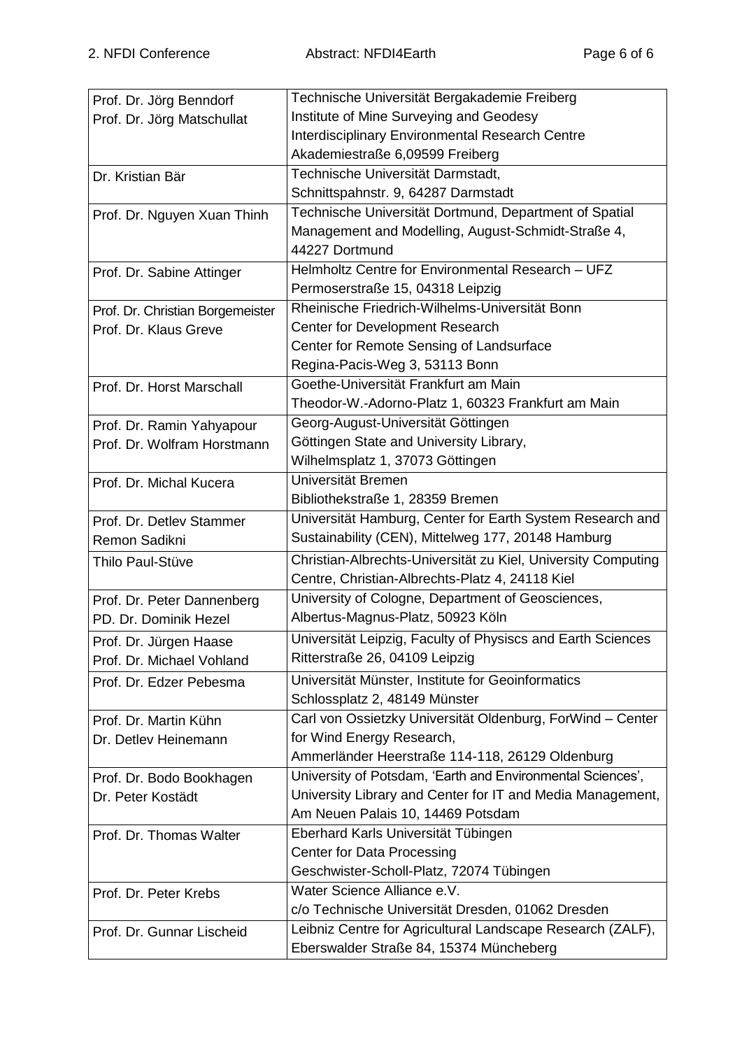| | |
|---|---|
| Prof. Dr. Jörg Benndorf<br>Prof. Dr. Jörg Matschullat | Technische Universität Bergakademie Freiberg<br>Institute of Mine Surveying and Geodesy<br>Interdisciplinary Environmental Research Centre<br>Akademiestraße 6,09599 Freiberg |
| Dr. Kristian Bär | Technische Universität Darmstadt,<br>Schnittspahnstr. 9, 64287 Darmstadt |
| Prof. Dr. Nguyen Xuan Thinh | Technische Universität Dortmund, Department of Spatial Management and Modelling, August-Schmidt-Straße 4, 44227 Dortmund |
| Prof. Dr. Sabine Attinger | Helmholtz Centre for Environmental Research – UFZ<br>Permoserstraße 15, 04318 Leipzig |
| Prof. Dr. Christian Borgemeister<br>Prof. Dr. Klaus Greve | Rheinische Friedrich-Wilhelms-Universität Bonn<br>Center for Development Research<br>Center for Remote Sensing of Landsurface<br>Regina-Pacis-Weg 3, 53113 Bonn |
| Prof. Dr. Horst Marschall | Goethe-Universität Frankfurt am Main<br>Theodor-W.-Adorno-Platz 1, 60323 Frankfurt am Main |
| Prof. Dr. Ramin Yahyapour<br>Prof. Dr. Wolfram Horstmann | Georg-August-Universität Göttingen<br>Göttingen State and University Library,<br>Wilhelmsplatz 1, 37073 Göttingen |
| Prof. Dr. Michal Kucera | Universität Bremen<br>Bibliothekstraße 1, 28359 Bremen |
| Prof. Dr. Detlev Stammer<br>Remon Sadikni | Universität Hamburg, Center for Earth System Research and Sustainability (CEN), Mittelweg 177, 20148 Hamburg |
| Thilo Paul-Stüve | Christian-Albrechts-Universität zu Kiel, University Computing Centre, Christian-Albrechts-Platz 4, 24118 Kiel |
| Prof. Dr. Peter Dannenberg<br>PD. Dr. Dominik Hezel | University of Cologne, Department of Geosciences, Albertus-Magnus-Platz, 50923 Köln |
| Prof. Dr. Jürgen Haase<br>Prof. Dr. Michael Vohland | Universität Leipzig, Faculty of Physiscs and Earth Sciences<br>Ritterstraße 26, 04109 Leipzig |
| Prof. Dr. Edzer Pebesma | Universität Münster, Institute for Geoinformatics<br>Schlossplatz 2, 48149 Münster |
| Prof. Dr. Martin Kühn<br>Dr. Detlev Heinemann | Carl von Ossietzky Universität Oldenburg, ForWind – Center for Wind Energy Research,<br>Ammerländer Heerstraße 114-118, 26129 Oldenburg |
| Prof. Dr. Bodo Bookhagen<br>Dr. Peter Kostädt | University of Potsdam, 'Earth and Environmental Sciences', University Library and Center for IT and Media Management, Am Neuen Palais 10, 14469 Potsdam |
| Prof. Dr. Thomas Walter | Eberhard Karls Universität Tübingen<br>Center for Data Processing<br>Geschwister-Scholl-Platz, 72074 Tübingen |
| Prof. Dr. Peter Krebs | Water Science Alliance e.V.<br>c/o Technische Universität Dresden, 01062 Dresden |
| Prof. Dr. Gunnar Lischeid | Leibniz Centre for Agricultural Landscape Research (ZALF), Eberswalder Straße 84, 15374 Müncheberg |